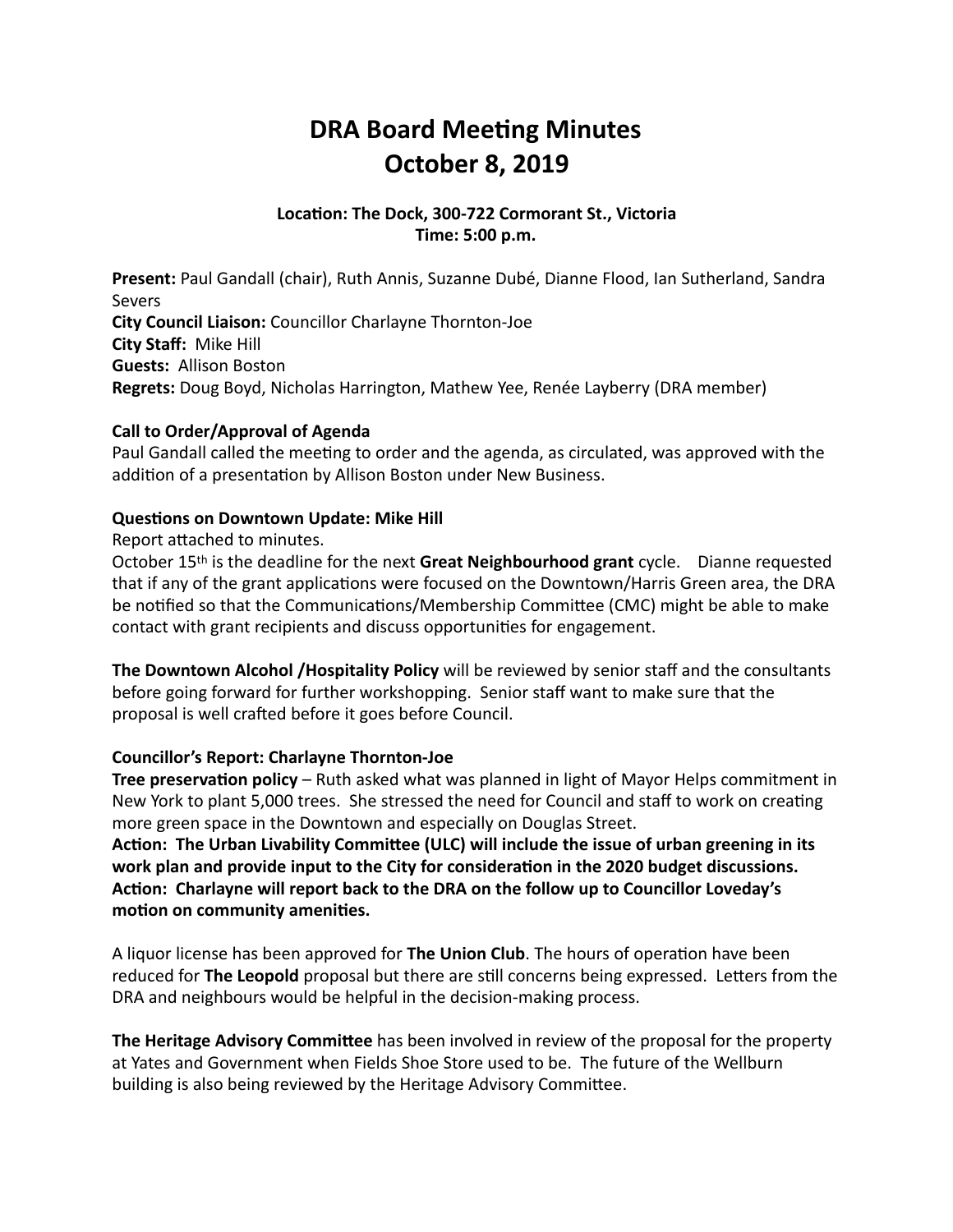# DRA Board Meeting Minutes
# October 8, 2019

**Location: The Dock, 300-722 Cormorant St., Victoria**
**Time: 5:00 p.m.**

**Present:** Paul Gandall (chair), Ruth Annis, Suzanne Dubé, Dianne Flood, Ian Sutherland, Sandra Severs
**City Council Liaison:** Councillor Charlayne Thornton-Joe
**City Staff:** Mike Hill
**Guests:** Allison Boston
**Regrets:** Doug Boyd, Nicholas Harrington, Mathew Yee, Renée Layberry (DRA member)

**Call to Order/Approval of Agenda**
Paul Gandall called the meeting to order and the agenda, as circulated, was approved with the addition of a presentation by Allison Boston under New Business.

**Questions on Downtown Update: Mike Hill**
Report attached to minutes.
October 15th is the deadline for the next **Great Neighbourhood grant** cycle. Dianne requested that if any of the grant applications were focused on the Downtown/Harris Green area, the DRA be notified so that the Communications/Membership Committee (CMC) might be able to make contact with grant recipients and discuss opportunities for engagement.

**The Downtown Alcohol /Hospitality Policy** will be reviewed by senior staff and the consultants before going forward for further workshopping. Senior staff want to make sure that the proposal is well crafted before it goes before Council.

**Councillor's Report: Charlayne Thornton-Joe**
**Tree preservation policy** – Ruth asked what was planned in light of Mayor Helps commitment in New York to plant 5,000 trees. She stressed the need for Council and staff to work on creating more green space in the Downtown and especially on Douglas Street.
**Action: The Urban Livability Committee (ULC) will include the issue of urban greening in its work plan and provide input to the City for consideration in the 2020 budget discussions.**
**Action: Charlayne will report back to the DRA on the follow up to Councillor Loveday's motion on community amenities.**

A liquor license has been approved for **The Union Club**. The hours of operation have been reduced for **The Leopold** proposal but there are still concerns being expressed. Letters from the DRA and neighbours would be helpful in the decision-making process.

**The Heritage Advisory Committee** has been involved in review of the proposal for the property at Yates and Government when Fields Shoe Store used to be. The future of the Wellburn building is also being reviewed by the Heritage Advisory Committee.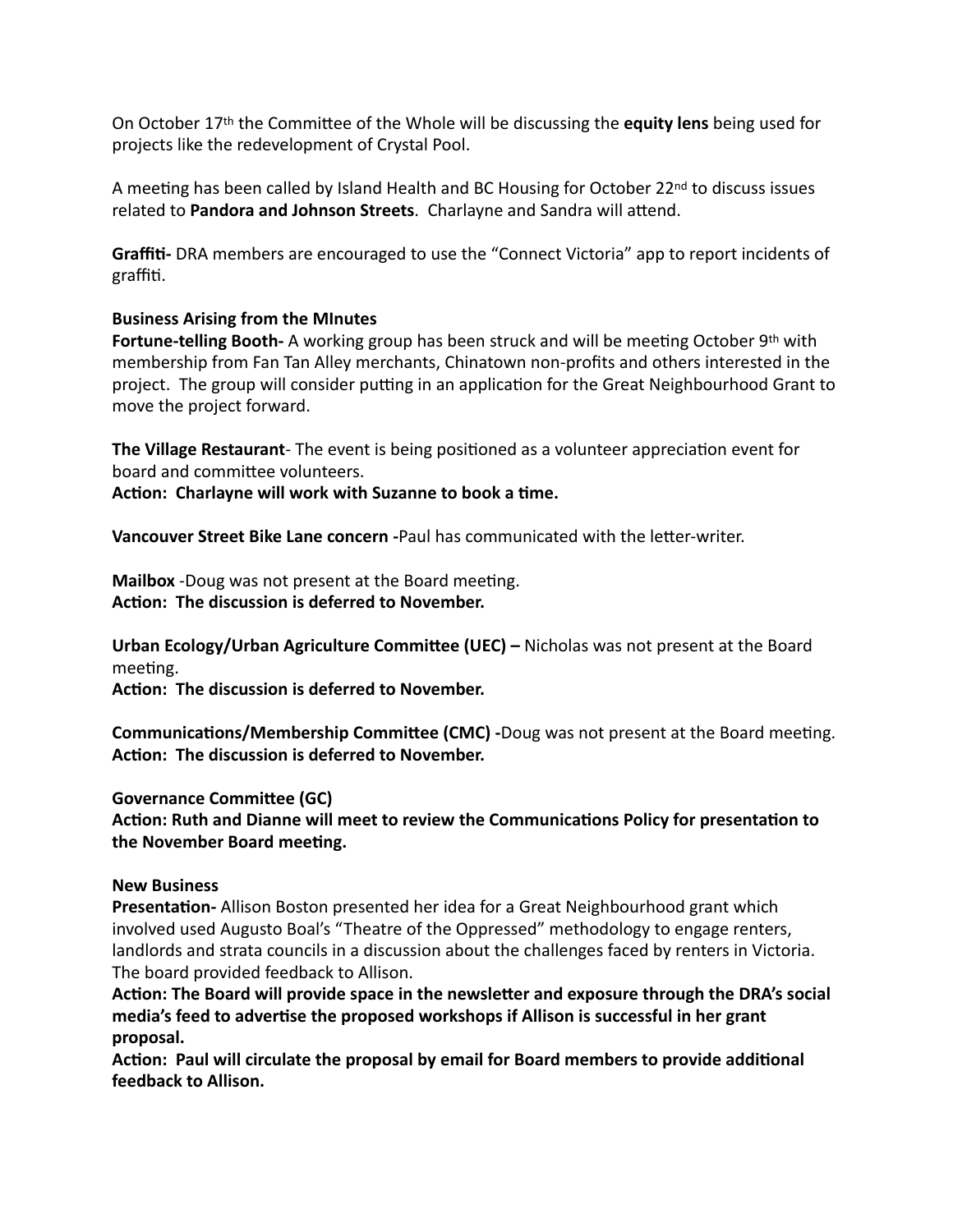On October 17th the Committee of the Whole will be discussing the **equity lens** being used for projects like the redevelopment of Crystal Pool.

A meeting has been called by Island Health and BC Housing for October 22nd to discuss issues related to **Pandora and Johnson Streets**. Charlayne and Sandra will attend.

**Graffiti-** DRA members are encouraged to use the "Connect Victoria" app to report incidents of graffiti.

**Business Arising from the MInutes**

**Fortune-telling Booth-** A working group has been struck and will be meeting October 9th with membership from Fan Tan Alley merchants, Chinatown non-profits and others interested in the project. The group will consider putting in an application for the Great Neighbourhood Grant to move the project forward.

**The Village Restaurant**- The event is being positioned as a volunteer appreciation event for board and committee volunteers.

**Action: Charlayne will work with Suzanne to book a time.**

**Vancouver Street Bike Lane concern -**Paul has communicated with the letter-writer.

**Mailbox** -Doug was not present at the Board meeting.

**Action: The discussion is deferred to November.**

**Urban Ecology/Urban Agriculture Committee (UEC) –** Nicholas was not present at the Board meeting.

**Action: The discussion is deferred to November.**

**Communications/Membership Committee (CMC) -**Doug was not present at the Board meeting.

**Action: The discussion is deferred to November.**

**Governance Committee (GC)**

**Action: Ruth and Dianne will meet to review the Communications Policy for presentation to the November Board meeting.**

**New Business**

**Presentation-** Allison Boston presented her idea for a Great Neighbourhood grant which involved used Augusto Boal's "Theatre of the Oppressed" methodology to engage renters, landlords and strata councils in a discussion about the challenges faced by renters in Victoria. The board provided feedback to Allison.

**Action: The Board will provide space in the newsletter and exposure through the DRA's social media's feed to advertise the proposed workshops if Allison is successful in her grant proposal.**

**Action: Paul will circulate the proposal by email for Board members to provide additional feedback to Allison.**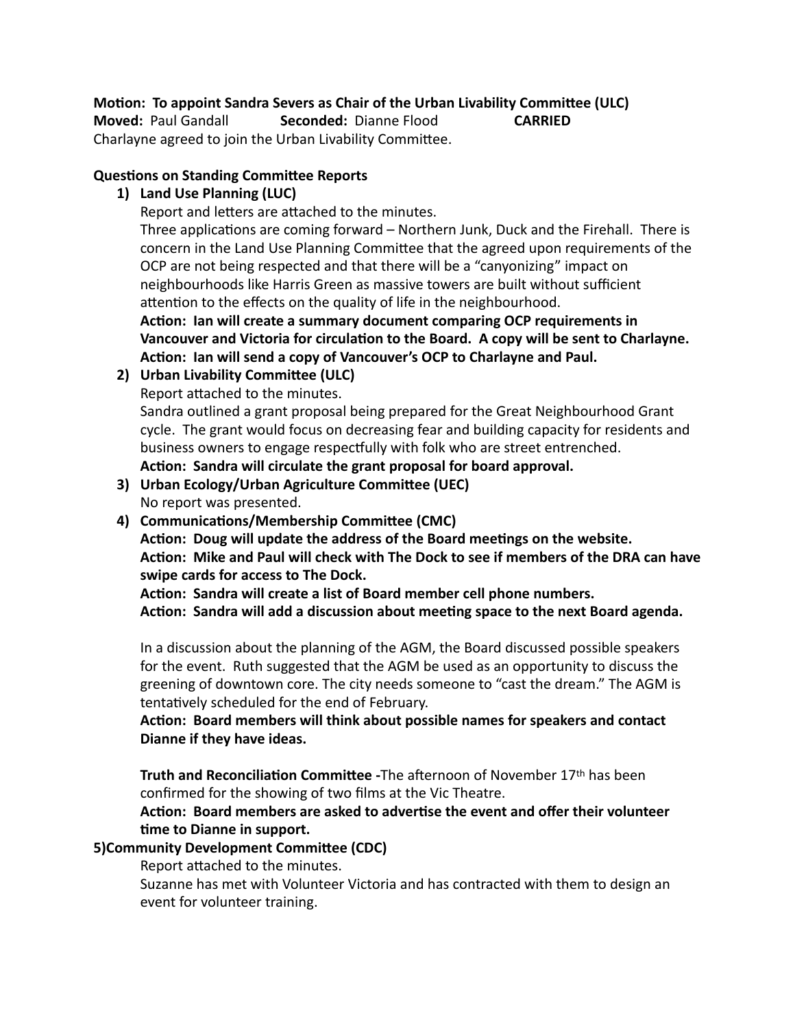**Motion: To appoint Sandra Severs as Chair of the Urban Livability Committee (ULC)**
**Moved:** Paul Gandall **Seconded:** Dianne Flood **CARRIED**
Charlayne agreed to join the Urban Livability Committee.

**Questions on Standing Committee Reports**

1) **Land Use Planning (LUC)**
   Report and letters are attached to the minutes.
   Three applications are coming forward – Northern Junk, Duck and the Firehall. There is concern in the Land Use Planning Committee that the agreed upon requirements of the OCP are not being respected and that there will be a "canyonizing" impact on neighbourhoods like Harris Green as massive towers are built without sufficient attention to the effects on the quality of life in the neighbourhood.
   **Action: Ian will create a summary document comparing OCP requirements in Vancouver and Victoria for circulation to the Board. A copy will be sent to Charlayne.**
   **Action: Ian will send a copy of Vancouver's OCP to Charlayne and Paul.**

2) **Urban Livability Committee (ULC)**
   Report attached to the minutes.
   Sandra outlined a grant proposal being prepared for the Great Neighbourhood Grant cycle. The grant would focus on decreasing fear and building capacity for residents and business owners to engage respectfully with folk who are street entrenched.
   **Action: Sandra will circulate the grant proposal for board approval.**

3) **Urban Ecology/Urban Agriculture Committee (UEC)**
   No report was presented.

4) **Communications/Membership Committee (CMC)**
   **Action: Doug will update the address of the Board meetings on the website.**
   **Action: Mike and Paul will check with The Dock to see if members of the DRA can have swipe cards for access to The Dock.**
   **Action: Sandra will create a list of Board member cell phone numbers.**
   **Action: Sandra will add a discussion about meeting space to the next Board agenda.**

   In a discussion about the planning of the AGM, the Board discussed possible speakers for the event. Ruth suggested that the AGM be used as an opportunity to discuss the greening of downtown core. The city needs someone to "cast the dream." The AGM is tentatively scheduled for the end of February.
   **Action: Board members will think about possible names for speakers and contact Dianne if they have ideas.**

   **Truth and Reconciliation Committee -**The afternoon of November 17th has been confirmed for the showing of two films at the Vic Theatre.
   **Action: Board members are asked to advertise the event and offer their volunteer time to Dianne in support.**

5) **Community Development Committee (CDC)**
   Report attached to the minutes.
   Suzanne has met with Volunteer Victoria and has contracted with them to design an event for volunteer training.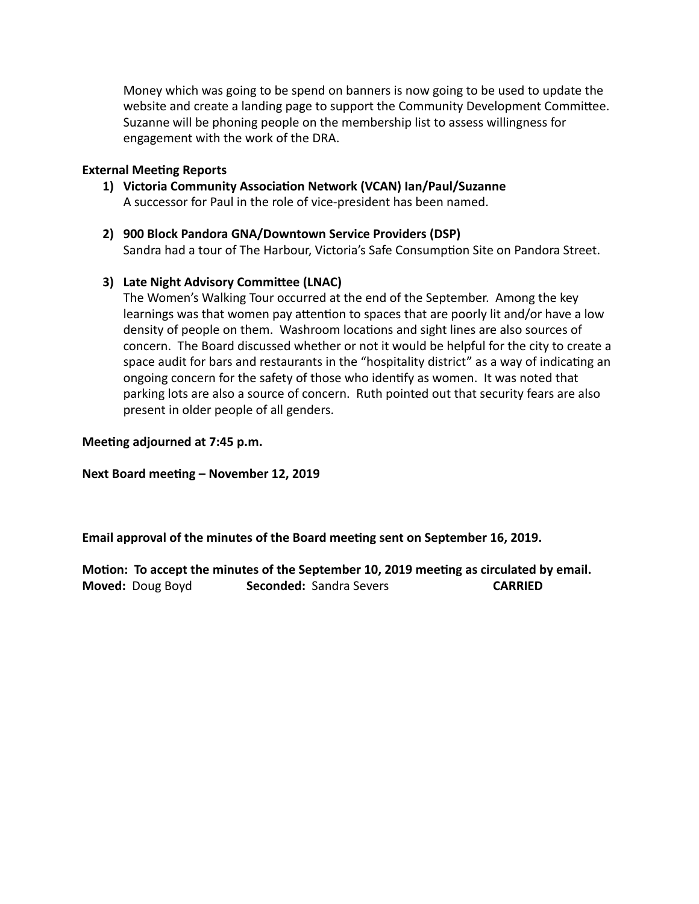Money which was going to be spend on banners is now going to be used to update the website and create a landing page to support the Community Development Committee. Suzanne will be phoning people on the membership list to assess willingness for engagement with the work of the DRA.

**External Meeting Reports**

1) **Victoria Community Association Network (VCAN) Ian/Paul/Suzanne**
   A successor for Paul in the role of vice-president has been named.

2) **900 Block Pandora GNA/Downtown Service Providers (DSP)**
   Sandra had a tour of The Harbour, Victoria's Safe Consumption Site on Pandora Street.

3) **Late Night Advisory Committee (LNAC)**
   The Women's Walking Tour occurred at the end of the September. Among the key learnings was that women pay attention to spaces that are poorly lit and/or have a low density of people on them. Washroom locations and sight lines are also sources of concern. The Board discussed whether or not it would be helpful for the city to create a space audit for bars and restaurants in the "hospitality district" as a way of indicating an ongoing concern for the safety of those who identify as women. It was noted that parking lots are also a source of concern. Ruth pointed out that security fears are also present in older people of all genders.

**Meeting adjourned at 7:45 p.m.**

**Next Board meeting – November 12, 2019**

**Email approval of the minutes of the Board meeting sent on September 16, 2019.**

**Motion: To accept the minutes of the September 10, 2019 meeting as circulated by email.**
**Moved:** Doug Boyd **Seconded:** Sandra Severs **CARRIED**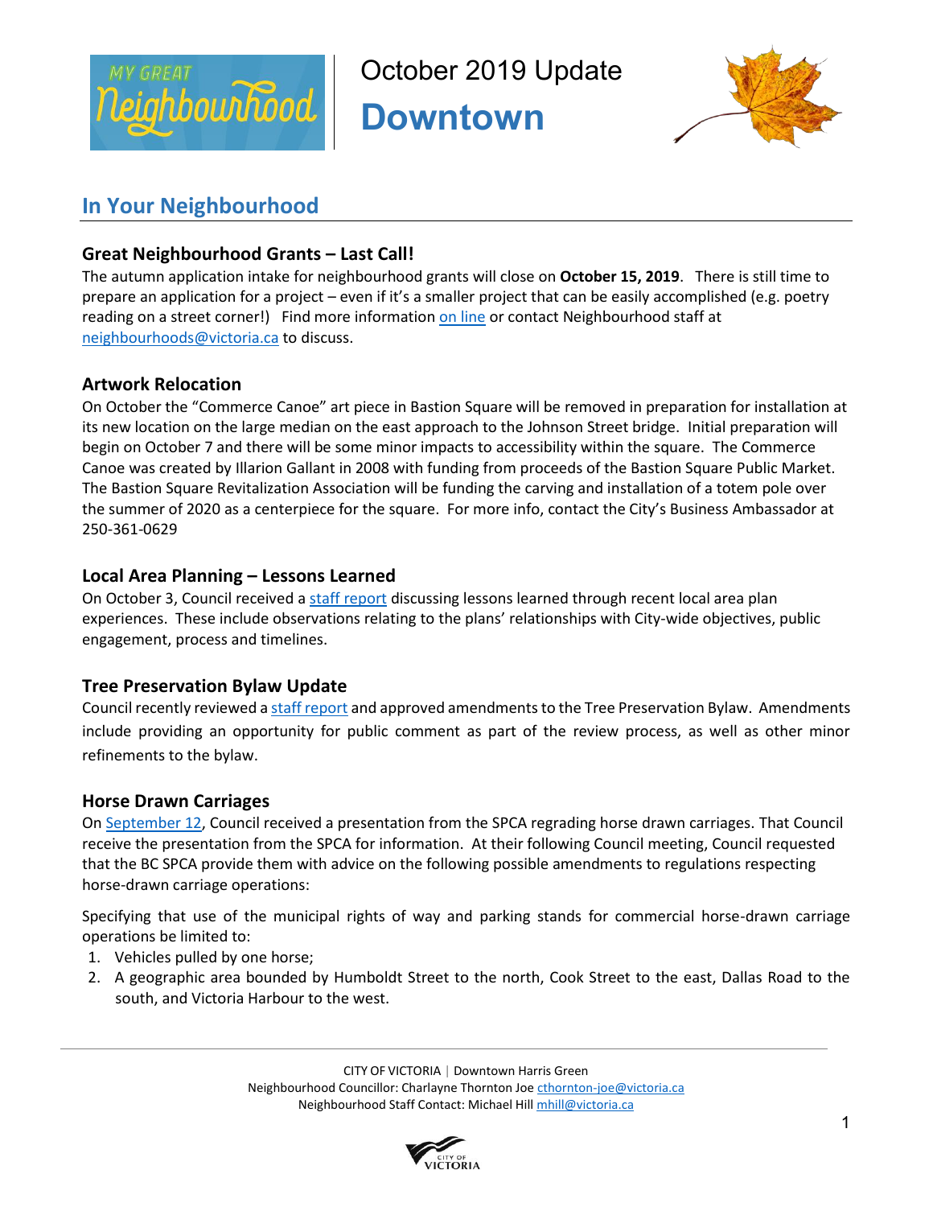# October 2019 Update
# Downtown

## In Your Neighbourhood

### Great Neighbourhood Grants – Last Call!

The autumn application intake for neighbourhood grants will close on **October 15, 2019**. There is still time to prepare an application for a project – even if it's a smaller project that can be easily accomplished (e.g. poetry reading on a street corner!) Find more information on line or contact Neighbourhood staff at neighbourhoods@victoria.ca to discuss.

### Artwork Relocation

On October the "Commerce Canoe" art piece in Bastion Square will be removed in preparation for installation at its new location on the large median on the east approach to the Johnson Street bridge. Initial preparation will begin on October 7 and there will be some minor impacts to accessibility within the square. The Commerce Canoe was created by Illarion Gallant in 2008 with funding from proceeds of the Bastion Square Public Market. The Bastion Square Revitalization Association will be funding the carving and installation of a totem pole over the summer of 2020 as a centerpiece for the square. For more info, contact the City's Business Ambassador at 250-361-0629

### Local Area Planning – Lessons Learned

On October 3, Council received a staff report discussing lessons learned through recent local area plan experiences. These include observations relating to the plans' relationships with City-wide objectives, public engagement, process and timelines.

### Tree Preservation Bylaw Update

Council recently reviewed a staff report and approved amendments to the Tree Preservation Bylaw. Amendments include providing an opportunity for public comment as part of the review process, as well as other minor refinements to the bylaw.

### Horse Drawn Carriages

On September 12, Council received a presentation from the SPCA regrading horse drawn carriages. That Council receive the presentation from the SPCA for information. At their following Council meeting, Council requested that the BC SPCA provide them with advice on the following possible amendments to regulations respecting horse-drawn carriage operations:

Specifying that use of the municipal rights of way and parking stands for commercial horse-drawn carriage operations be limited to:

1. Vehicles pulled by one horse;
2. A geographic area bounded by Humboldt Street to the north, Cook Street to the east, Dallas Road to the south, and Victoria Harbour to the west.

CITY OF VICTORIA | Downtown Harris Green
Neighbourhood Councillor: Charlayne Thornton Joe cthornton-joe@victoria.ca
Neighbourhood Staff Contact: Michael Hill mhill@victoria.ca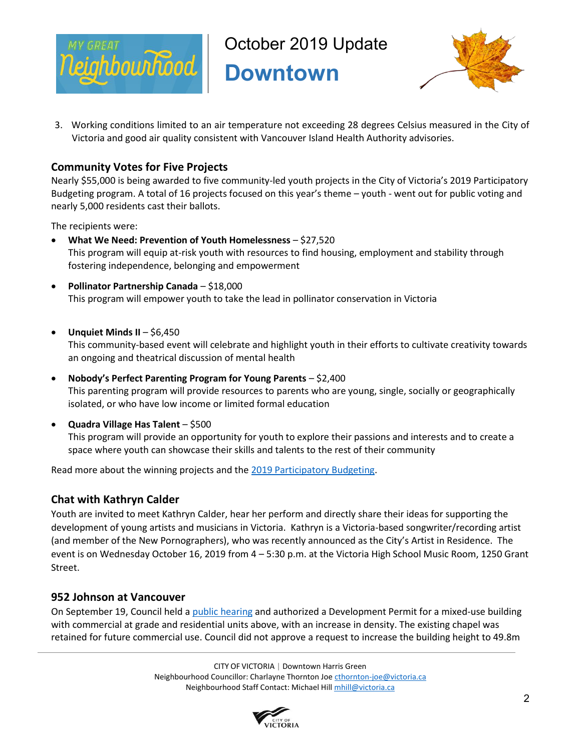3. Working conditions limited to an air temperature not exceeding 28 degrees Celsius measured in the City of Victoria and good air quality consistent with Vancouver Island Health Authority advisories.

## Community Votes for Five Projects

Nearly $55,000 is being awarded to five community-led youth projects in the City of Victoria's 2019 Participatory Budgeting program. A total of 16 projects focused on this year's theme – youth - went out for public voting and nearly 5,000 residents cast their ballots.

The recipients were:

- **What We Need: Prevention of Youth Homelessness** – $27,520
  This program will equip at-risk youth with resources to find housing, employment and stability through fostering independence, belonging and empowerment
- **Pollinator Partnership Canada** – $18,000
  This program will empower youth to take the lead in pollinator conservation in Victoria
- **Unquiet Minds II** – $6,450
  This community-based event will celebrate and highlight youth in their efforts to cultivate creativity towards an ongoing and theatrical discussion of mental health
- **Nobody's Perfect Parenting Program for Young Parents** – $2,400
  This parenting program will provide resources to parents who are young, single, socially or geographically isolated, or who have low income or limited formal education
- **Quadra Village Has Talent** – $500
  This program will provide an opportunity for youth to explore their passions and interests and to create a space where youth can showcase their skills and talents to the rest of their community

Read more about the winning projects and the 2019 Participatory Budgeting.

## Chat with Kathryn Calder

Youth are invited to meet Kathryn Calder, hear her perform and directly share their ideas for supporting the development of young artists and musicians in Victoria. Kathryn is a Victoria-based songwriter/recording artist (and member of the New Pornographers), who was recently announced as the City's Artist in Residence. The event is on Wednesday October 16, 2019 from 4 – 5:30 p.m. at the Victoria High School Music Room, 1250 Grant Street.

## 952 Johnson at Vancouver

On September 19, Council held a public hearing and authorized a Development Permit for a mixed-use building with commercial at grade and residential units above, with an increase in density. The existing chapel was retained for future commercial use. Council did not approve a request to increase the building height to 49.8m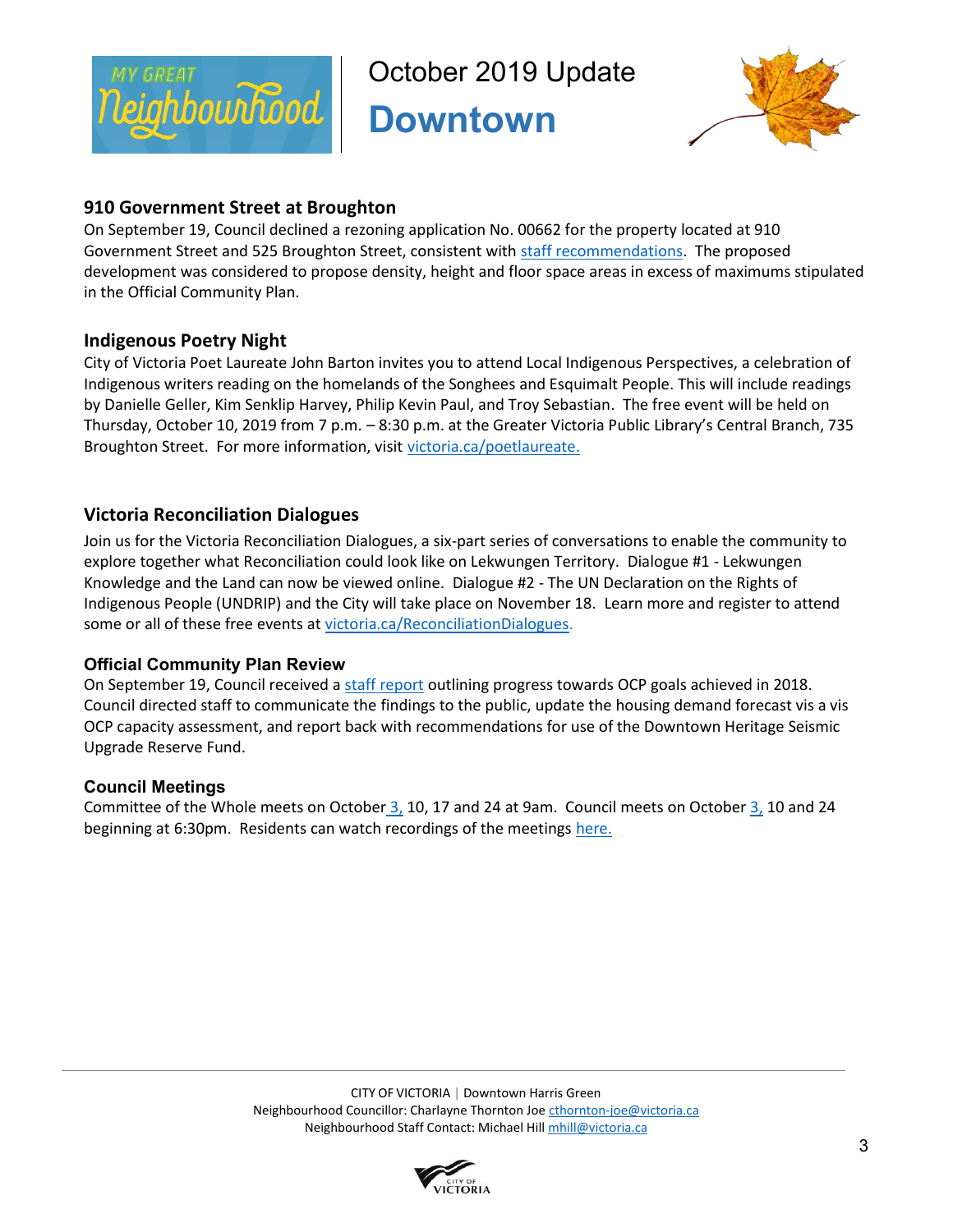October 2019 Update

# Downtown

### 910 Government Street at Broughton

On September 19, Council declined a rezoning application No. 00662 for the property located at 910 Government Street and 525 Broughton Street, consistent with staff recommendations. The proposed development was considered to propose density, height and floor space areas in excess of maximums stipulated in the Official Community Plan.

### Indigenous Poetry Night

City of Victoria Poet Laureate John Barton invites you to attend Local Indigenous Perspectives, a celebration of Indigenous writers reading on the homelands of the Songhees and Esquimalt People. This will include readings by Danielle Geller, Kim Senklip Harvey, Philip Kevin Paul, and Troy Sebastian. The free event will be held on Thursday, October 10, 2019 from 7 p.m. – 8:30 p.m. at the Greater Victoria Public Library's Central Branch, 735 Broughton Street. For more information, visit victoria.ca/poetlaureate.

### Victoria Reconciliation Dialogues

Join us for the Victoria Reconciliation Dialogues, a six-part series of conversations to enable the community to explore together what Reconciliation could look like on Lekwungen Territory. Dialogue #1 - Lekwungen Knowledge and the Land can now be viewed online. Dialogue #2 - The UN Declaration on the Rights of Indigenous People (UNDRIP) and the City will take place on November 18. Learn more and register to attend some or all of these free events at victoria.ca/ReconciliationDialogues.

### Official Community Plan Review

On September 19, Council received a staff report outlining progress towards OCP goals achieved in 2018. Council directed staff to communicate the findings to the public, update the housing demand forecast vis a vis OCP capacity assessment, and report back with recommendations for use of the Downtown Heritage Seismic Upgrade Reserve Fund.

### Council Meetings

Committee of the Whole meets on October 3, 10, 17 and 24 at 9am. Council meets on October 3, 10 and 24 beginning at 6:30pm. Residents can watch recordings of the meetings here.

CITY OF VICTORIA | Downtown Harris Green
Neighbourhood Councillor: Charlayne Thornton Joe cthornton-joe@victoria.ca
Neighbourhood Staff Contact: Michael Hill mhill@victoria.ca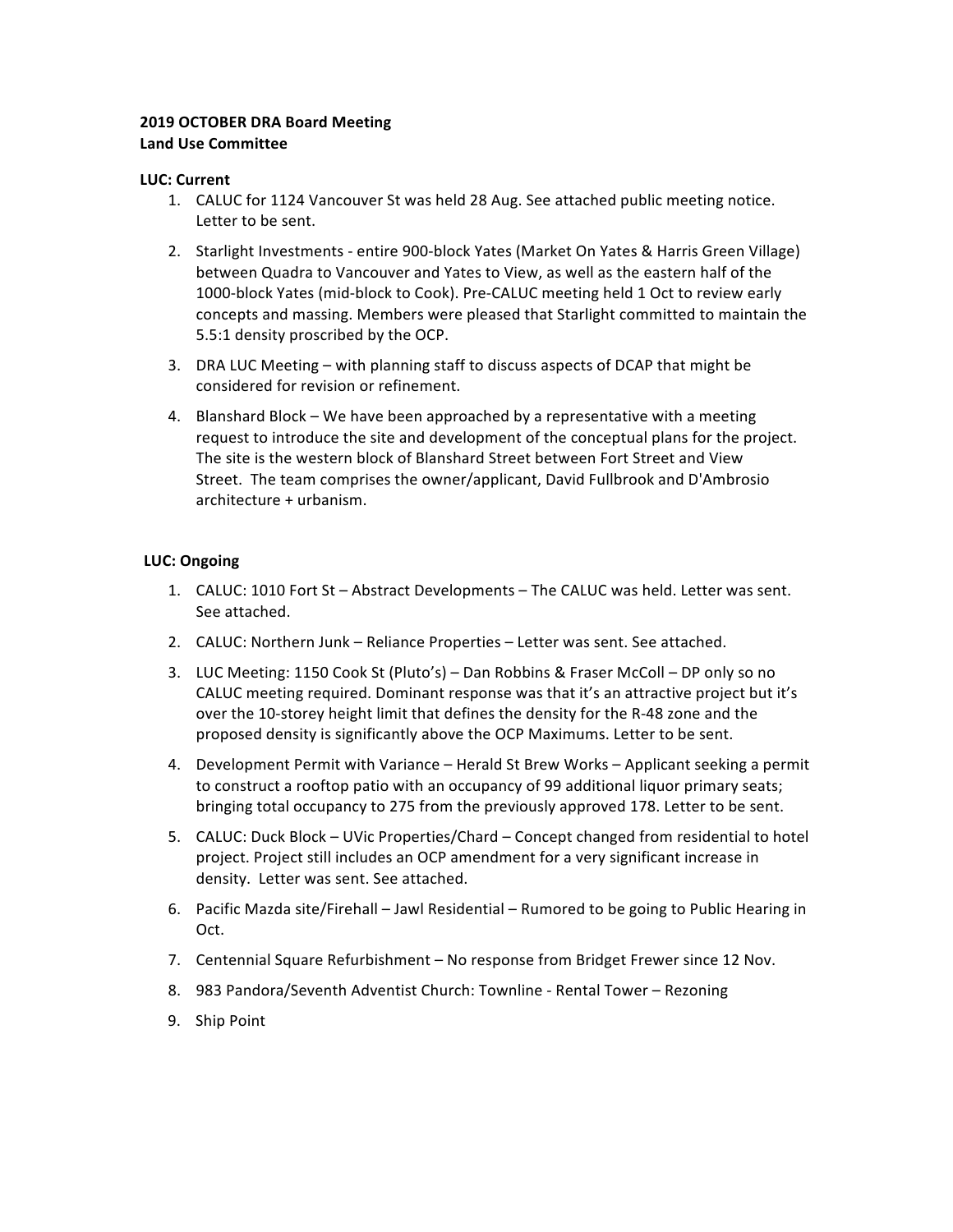**2019 OCTOBER DRA Board Meeting**
**Land Use Committee**

**LUC: Current**

1. CALUC for 1124 Vancouver St was held 28 Aug. See attached public meeting notice. Letter to be sent.
2. Starlight Investments - entire 900-block Yates (Market On Yates & Harris Green Village) between Quadra to Vancouver and Yates to View, as well as the eastern half of the 1000-block Yates (mid-block to Cook). Pre-CALUC meeting held 1 Oct to review early concepts and massing. Members were pleased that Starlight committed to maintain the 5.5:1 density proscribed by the OCP.
3. DRA LUC Meeting – with planning staff to discuss aspects of DCAP that might be considered for revision or refinement.
4. Blanshard Block – We have been approached by a representative with a meeting request to introduce the site and development of the conceptual plans for the project. The site is the western block of Blanshard Street between Fort Street and View Street. The team comprises the owner/applicant, David Fullbrook and D'Ambrosio architecture + urbanism.

**LUC: Ongoing**

1. CALUC: 1010 Fort St – Abstract Developments – The CALUC was held. Letter was sent. See attached.
2. CALUC: Northern Junk – Reliance Properties – Letter was sent. See attached.
3. LUC Meeting: 1150 Cook St (Pluto's) – Dan Robbins & Fraser McColl – DP only so no CALUC meeting required. Dominant response was that it's an attractive project but it's over the 10-storey height limit that defines the density for the R-48 zone and the proposed density is significantly above the OCP Maximums. Letter to be sent.
4. Development Permit with Variance – Herald St Brew Works – Applicant seeking a permit to construct a rooftop patio with an occupancy of 99 additional liquor primary seats; bringing total occupancy to 275 from the previously approved 178. Letter to be sent.
5. CALUC: Duck Block – UVic Properties/Chard – Concept changed from residential to hotel project. Project still includes an OCP amendment for a very significant increase in density. Letter was sent. See attached.
6. Pacific Mazda site/Firehall – Jawl Residential – Rumored to be going to Public Hearing in Oct.
7. Centennial Square Refurbishment – No response from Bridget Frewer since 12 Nov.
8. 983 Pandora/Seventh Adventist Church: Townline - Rental Tower – Rezoning
9. Ship Point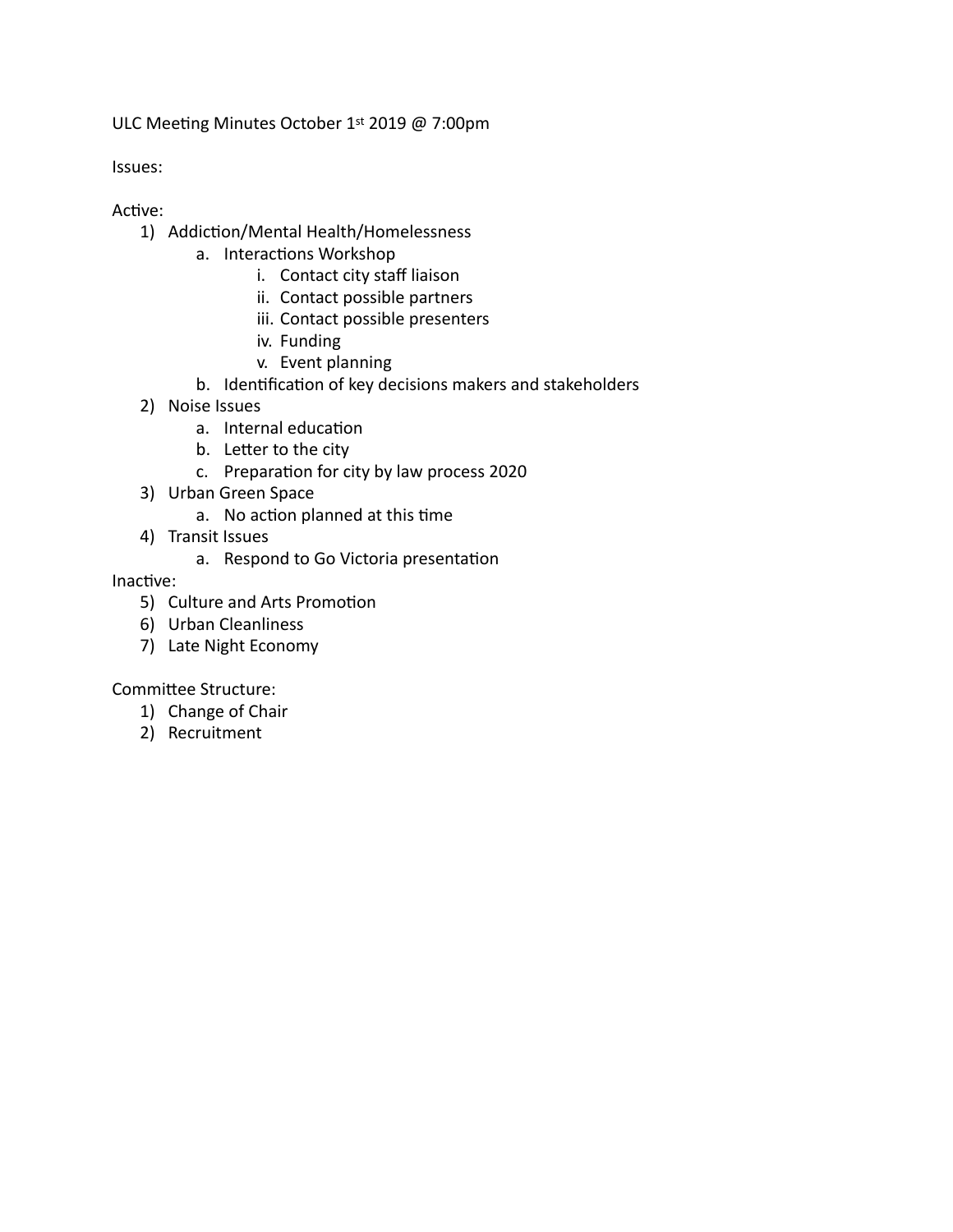ULC Meeting Minutes October 1st 2019 @ 7:00pm

Issues:

Active:

1) Addiction/Mental Health/Homelessness
   a. Interactions Workshop
      i. Contact city staff liaison
      ii. Contact possible partners
      iii. Contact possible presenters
      iv. Funding
      v. Event planning
   b. Identification of key decisions makers and stakeholders
2) Noise Issues
   a. Internal education
   b. Letter to the city
   c. Preparation for city by law process 2020
3) Urban Green Space
   a. No action planned at this time
4) Transit Issues
   a. Respond to Go Victoria presentation

Inactive:

5) Culture and Arts Promotion
6) Urban Cleanliness
7) Late Night Economy

Committee Structure:

1) Change of Chair
2) Recruitment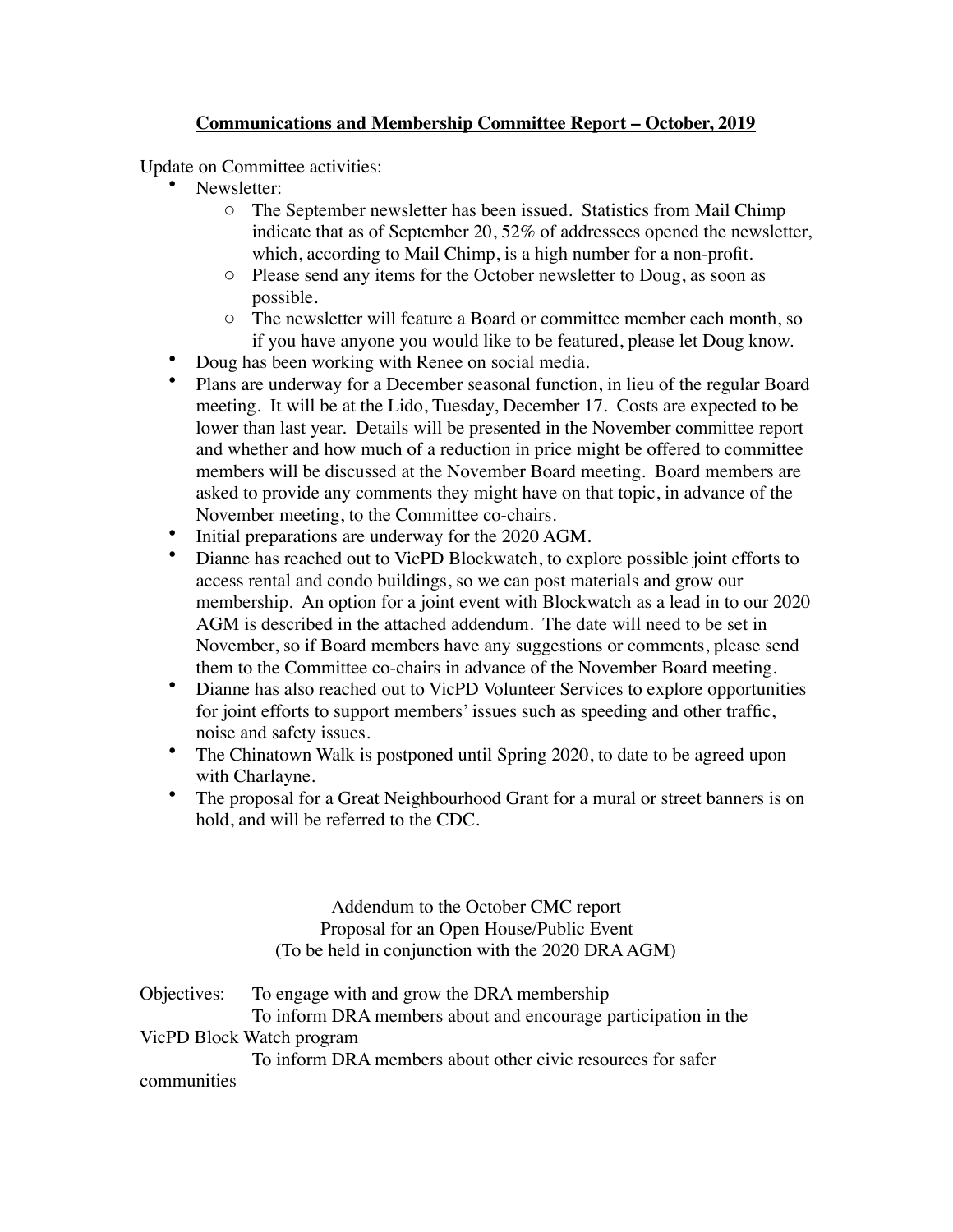## Communications and Membership Committee Report – October, 2019

Update on Committee activities:

- Newsletter:
  - The September newsletter has been issued. Statistics from Mail Chimp indicate that as of September 20, 52% of addressees opened the newsletter, which, according to Mail Chimp, is a high number for a non-profit.
  - Please send any items for the October newsletter to Doug, as soon as possible.
  - The newsletter will feature a Board or committee member each month, so if you have anyone you would like to be featured, please let Doug know.
- Doug has been working with Renee on social media.
- Plans are underway for a December seasonal function, in lieu of the regular Board meeting. It will be at the Lido, Tuesday, December 17. Costs are expected to be lower than last year. Details will be presented in the November committee report and whether and how much of a reduction in price might be offered to committee members will be discussed at the November Board meeting. Board members are asked to provide any comments they might have on that topic, in advance of the November meeting, to the Committee co-chairs.
- Initial preparations are underway for the 2020 AGM.
- Dianne has reached out to VicPD Blockwatch, to explore possible joint efforts to access rental and condo buildings, so we can post materials and grow our membership. An option for a joint event with Blockwatch as a lead in to our 2020 AGM is described in the attached addendum. The date will need to be set in November, so if Board members have any suggestions or comments, please send them to the Committee co-chairs in advance of the November Board meeting.
- Dianne has also reached out to VicPD Volunteer Services to explore opportunities for joint efforts to support members' issues such as speeding and other traffic, noise and safety issues.
- The Chinatown Walk is postponed until Spring 2020, to date to be agreed upon with Charlayne.
- The proposal for a Great Neighbourhood Grant for a mural or street banners is on hold, and will be referred to the CDC.

Addendum to the October CMC report
Proposal for an Open House/Public Event
(To be held in conjunction with the 2020 DRA AGM)

Objectives: To engage with and grow the DRA membership
To inform DRA members about and encourage participation in the VicPD Block Watch program
To inform DRA members about other civic resources for safer communities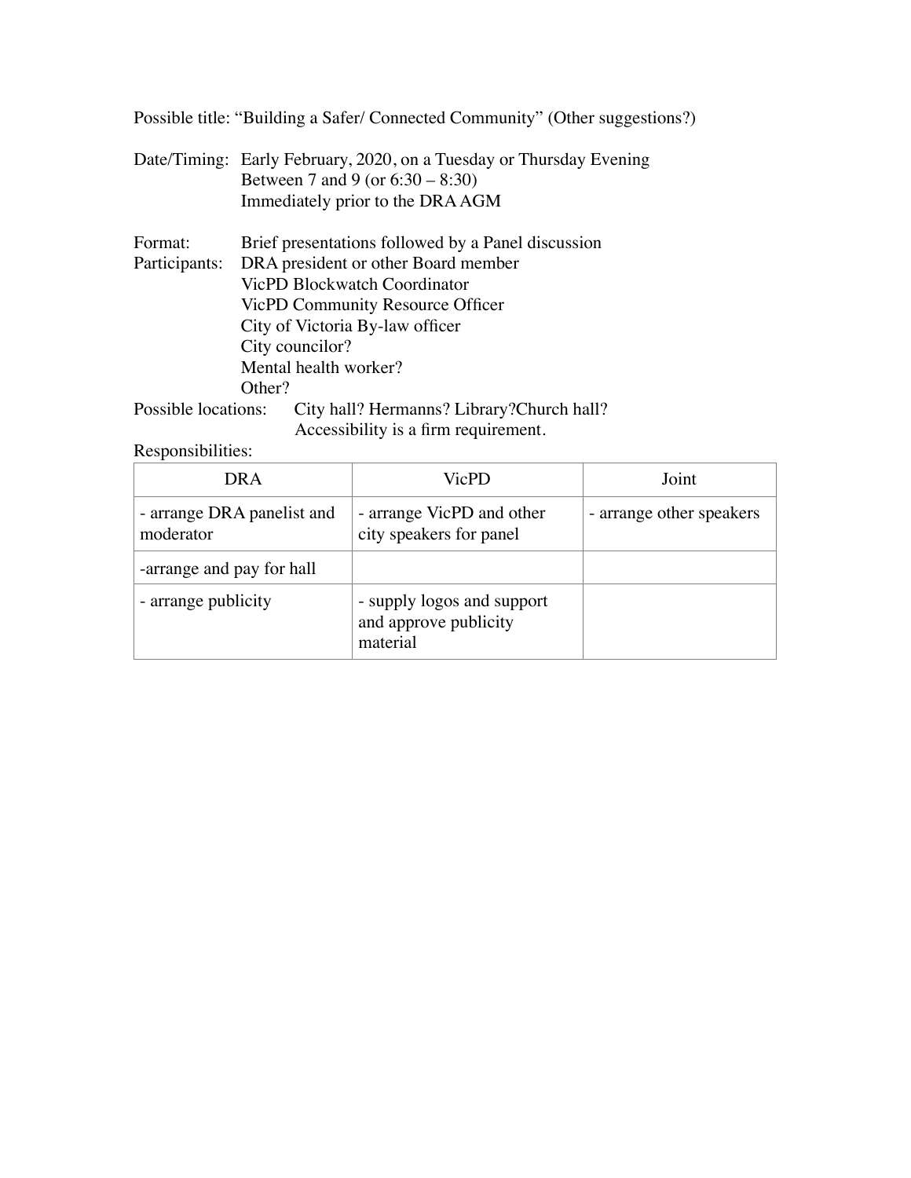Possible title: "Building a Safer/ Connected Community" (Other suggestions?)

Date/Timing: Early February, 2020, on a Tuesday or Thursday Evening
Between 7 and 9 (or 6:30 – 8:30)
Immediately prior to the DRA AGM

Format: Brief presentations followed by a Panel discussion

Participants:
- DRA president or other Board member
- VicPD Blockwatch Coordinator
- VicPD Community Resource Officer
- City of Victoria By-law officer
- City councilor?
- Mental health worker?
- Other?

Possible locations: City hall? Hermanns? Library?Church hall?
Accessibility is a firm requirement.

Responsibilities:

| DRA | VicPD | Joint |
|---|---|---|
| - arrange DRA panelist and moderator | - arrange VicPD and other city speakers for panel | - arrange other speakers |
| -arrange and pay for hall | | |
| - arrange publicity | - supply logos and support and approve publicity material | |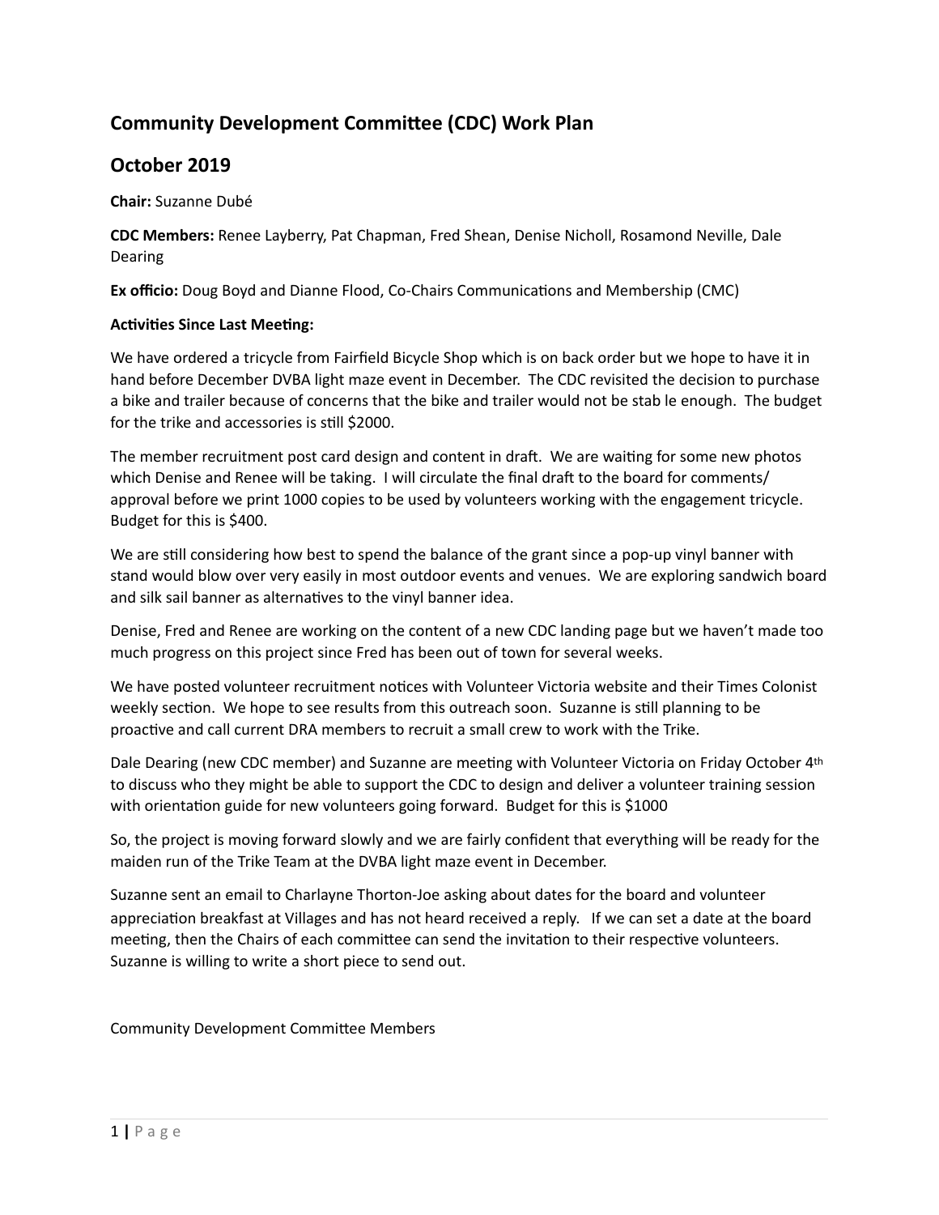## Community Development Committee (CDC) Work Plan

## October 2019

**Chair:** Suzanne Dubé

**CDC Members:** Renee Layberry, Pat Chapman, Fred Shean, Denise Nicholl, Rosamond Neville, Dale Dearing

**Ex officio:** Doug Boyd and Dianne Flood, Co-Chairs Communications and Membership (CMC)

**Activities Since Last Meeting:**

We have ordered a tricycle from Fairfield Bicycle Shop which is on back order but we hope to have it in hand before December DVBA light maze event in December. The CDC revisited the decision to purchase a bike and trailer because of concerns that the bike and trailer would not be stab le enough. The budget for the trike and accessories is still $2000.

The member recruitment post card design and content in draft. We are waiting for some new photos which Denise and Renee will be taking. I will circulate the final draft to the board for comments/ approval before we print 1000 copies to be used by volunteers working with the engagement tricycle. Budget for this is $400.

We are still considering how best to spend the balance of the grant since a pop-up vinyl banner with stand would blow over very easily in most outdoor events and venues. We are exploring sandwich board and silk sail banner as alternatives to the vinyl banner idea.

Denise, Fred and Renee are working on the content of a new CDC landing page but we haven't made too much progress on this project since Fred has been out of town for several weeks.

We have posted volunteer recruitment notices with Volunteer Victoria website and their Times Colonist weekly section. We hope to see results from this outreach soon. Suzanne is still planning to be proactive and call current DRA members to recruit a small crew to work with the Trike.

Dale Dearing (new CDC member) and Suzanne are meeting with Volunteer Victoria on Friday October 4th to discuss who they might be able to support the CDC to design and deliver a volunteer training session with orientation guide for new volunteers going forward. Budget for this is $1000

So, the project is moving forward slowly and we are fairly confident that everything will be ready for the maiden run of the Trike Team at the DVBA light maze event in December.

Suzanne sent an email to Charlayne Thorton-Joe asking about dates for the board and volunteer appreciation breakfast at Villages and has not heard received a reply. If we can set a date at the board meeting, then the Chairs of each committee can send the invitation to their respective volunteers. Suzanne is willing to write a short piece to send out.

Community Development Committee Members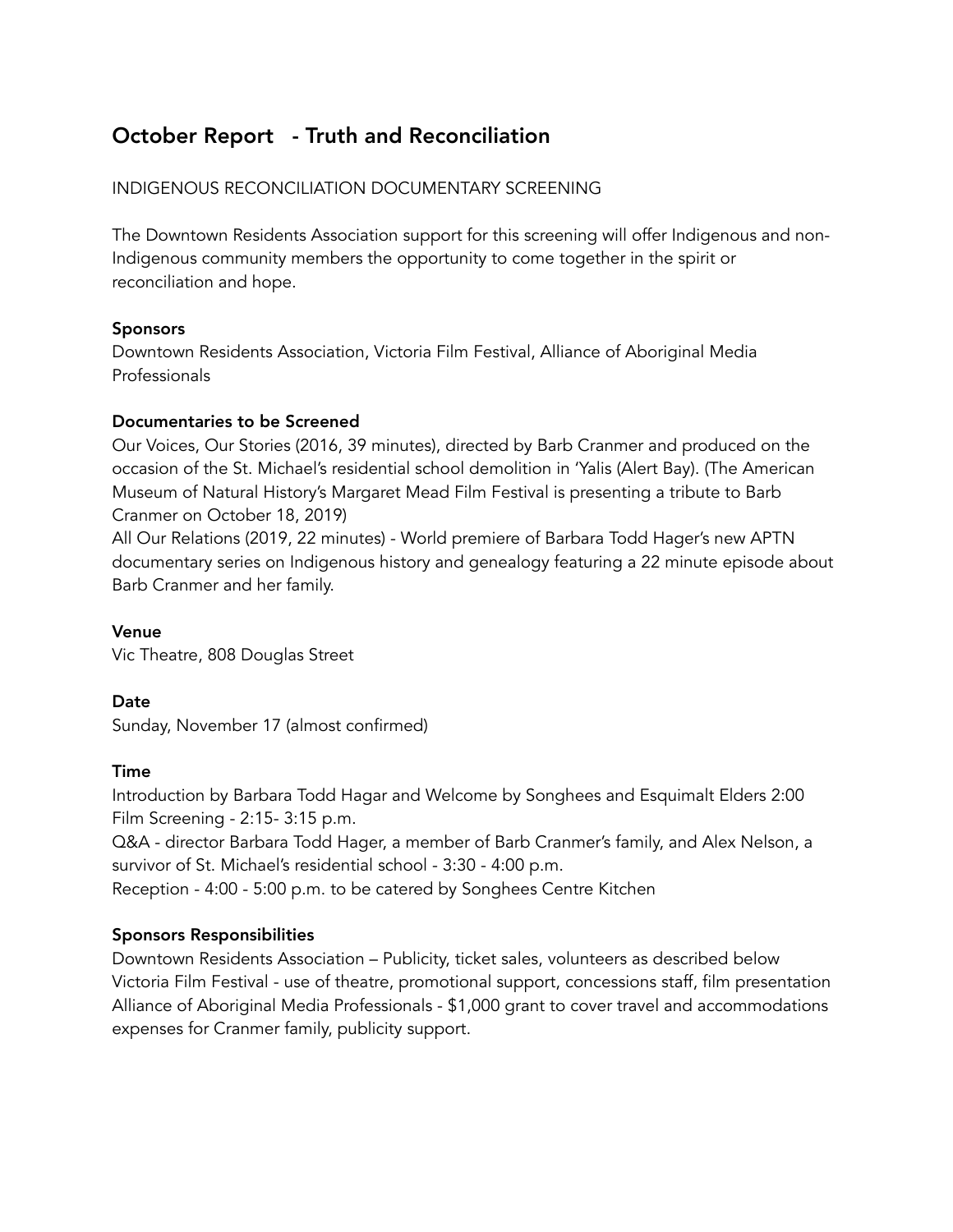# October Report - Truth and Reconciliation

INDIGENOUS RECONCILIATION DOCUMENTARY SCREENING

The Downtown Residents Association support for this screening will offer Indigenous and non-Indigenous community members the opportunity to come together in the spirit or reconciliation and hope.

**Sponsors**
Downtown Residents Association, Victoria Film Festival, Alliance of Aboriginal Media Professionals

**Documentaries to be Screened**
Our Voices, Our Stories (2016, 39 minutes), directed by Barb Cranmer and produced on the occasion of the St. Michael's residential school demolition in 'Yalis (Alert Bay). (The American Museum of Natural History's Margaret Mead Film Festival is presenting a tribute to Barb Cranmer on October 18, 2019)
All Our Relations (2019, 22 minutes) - World premiere of Barbara Todd Hager's new APTN documentary series on Indigenous history and genealogy featuring a 22 minute episode about Barb Cranmer and her family.

**Venue**
Vic Theatre, 808 Douglas Street

**Date**
Sunday, November 17 (almost confirmed)

**Time**
Introduction by Barbara Todd Hagar and Welcome by Songhees and Esquimalt Elders 2:00
Film Screening - 2:15- 3:15 p.m.
Q&A - director Barbara Todd Hager, a member of Barb Cranmer's family, and Alex Nelson, a survivor of St. Michael's residential school - 3:30 - 4:00 p.m.
Reception - 4:00 - 5:00 p.m. to be catered by Songhees Centre Kitchen

**Sponsors Responsibilities**
Downtown Residents Association – Publicity, ticket sales, volunteers as described below
Victoria Film Festival - use of theatre, promotional support, concessions staff, film presentation
Alliance of Aboriginal Media Professionals - $1,000 grant to cover travel and accommodations expenses for Cranmer family, publicity support.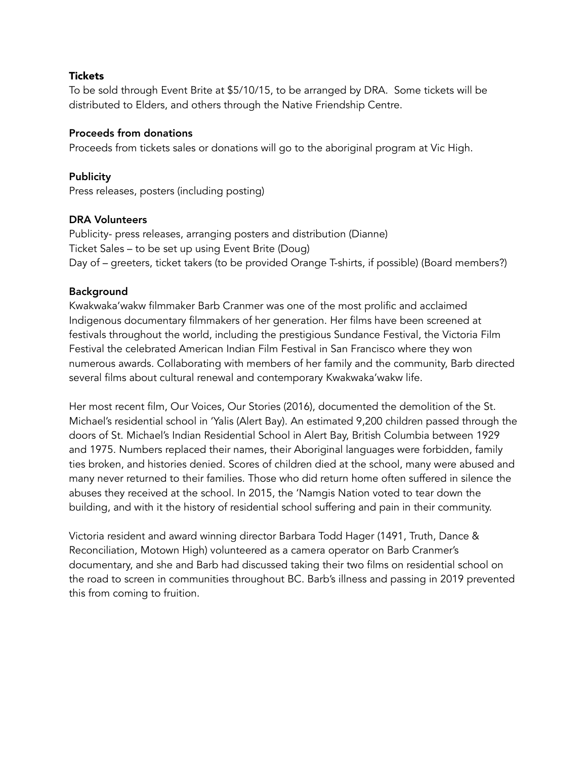**Tickets**

To be sold through Event Brite at $5/10/15, to be arranged by DRA. Some tickets will be distributed to Elders, and others through the Native Friendship Centre.

**Proceeds from donations**

Proceeds from tickets sales or donations will go to the aboriginal program at Vic High.

**Publicity**

Press releases, posters (including posting)

**DRA Volunteers**

Publicity- press releases, arranging posters and distribution (Dianne)
Ticket Sales – to be set up using Event Brite (Doug)
Day of – greeters, ticket takers (to be provided Orange T-shirts, if possible) (Board members?)

**Background**

Kwakwaka'wakw filmmaker Barb Cranmer was one of the most prolific and acclaimed Indigenous documentary filmmakers of her generation. Her films have been screened at festivals throughout the world, including the prestigious Sundance Festival, the Victoria Film Festival the celebrated American Indian Film Festival in San Francisco where they won numerous awards. Collaborating with members of her family and the community, Barb directed several films about cultural renewal and contemporary Kwakwaka'wakw life.

Her most recent film, Our Voices, Our Stories (2016), documented the demolition of the St. Michael's residential school in 'Yalis (Alert Bay). An estimated 9,200 children passed through the doors of St. Michael's Indian Residential School in Alert Bay, British Columbia between 1929 and 1975. Numbers replaced their names, their Aboriginal languages were forbidden, family ties broken, and histories denied. Scores of children died at the school, many were abused and many never returned to their families. Those who did return home often suffered in silence the abuses they received at the school. In 2015, the 'Namgis Nation voted to tear down the building, and with it the history of residential school suffering and pain in their community.

Victoria resident and award winning director Barbara Todd Hager (1491, Truth, Dance & Reconciliation, Motown High) volunteered as a camera operator on Barb Cranmer's documentary, and she and Barb had discussed taking their two films on residential school on the road to screen in communities throughout BC. Barb's illness and passing in 2019 prevented this from coming to fruition.